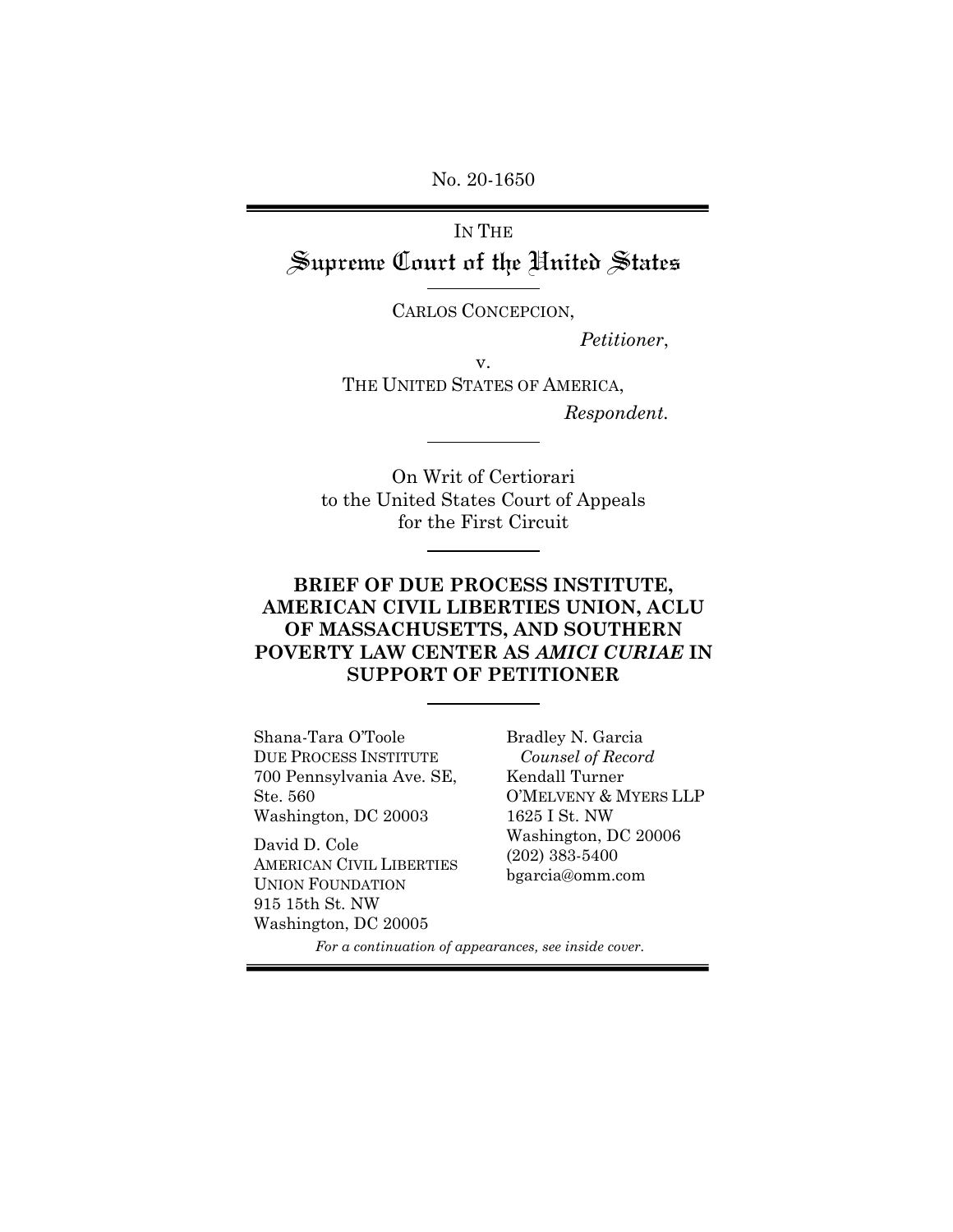No. 20-1650

IN THE

# Supreme Court of the United States

CARLOS CONCEPCION,

*Petitioner*,

v.

THE UNITED STATES OF AMERICA,

*Respondent.*

On Writ of Certiorari to the United States Court of Appeals for the First Circuit

## BRIEF OF DUE PROCESS INSTITUTE, AMERICAN CIVIL LIBERTIES UNION, ACLU OF MASSACHUSETTS, AND SOUTHERN POVERTY LAW CENTER AS *AMICI CURIAE* IN SUPPORT OF PETITIONER

Shana-Tara O'Toole
DUE PROCESS INSTITUTE
700 Pennsylvania Ave. SE, Ste. 560
Washington, DC 20003

David D. Cole
AMERICAN CIVIL LIBERTIES UNION FOUNDATION
915 15th St. NW
Washington, DC 20005

Bradley N. Garcia
*Counsel of Record*
Kendall Turner
O'MELVENY & MYERS LLP
1625 I St. NW
Washington, DC 20006
(202) 383-5400
bgarcia@omm.com

*For a continuation of appearances, see inside cover.*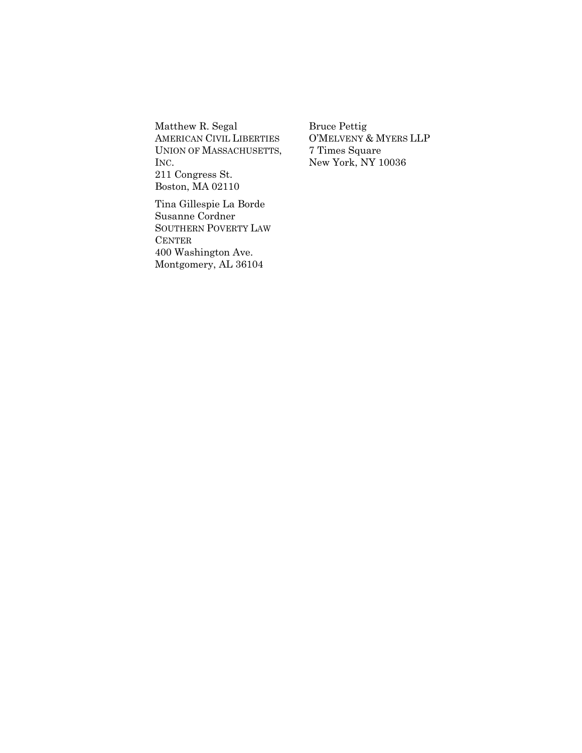Matthew R. Segal
AMERICAN CIVIL LIBERTIES UNION OF MASSACHUSETTS, INC.
211 Congress St.
Boston, MA 02110

Tina Gillespie La Borde
Susanne Cordner
SOUTHERN POVERTY LAW CENTER
400 Washington Ave.
Montgomery, AL 36104

Bruce Pettig
O'MELVENY & MYERS LLP
7 Times Square
New York, NY 10036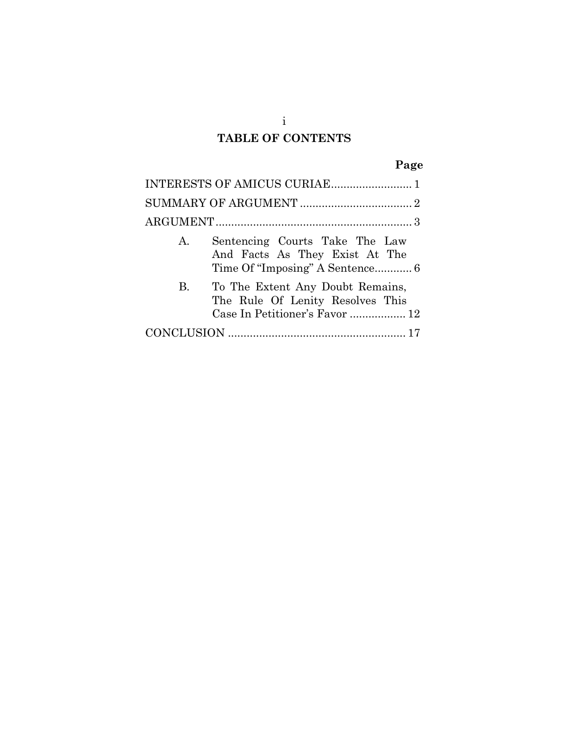# TABLE OF CONTENTS

| | Page |
|---|---|
| INTERESTS OF AMICUS CURIAE | 1 |
| SUMMARY OF ARGUMENT | 2 |
| ARGUMENT | 3 |
| A. Sentencing Courts Take The Law And Facts As They Exist At The Time Of "Imposing" A Sentence | 6 |
| B. To The Extent Any Doubt Remains, The Rule Of Lenity Resolves This Case In Petitioner's Favor | 12 |
| CONCLUSION | 17 |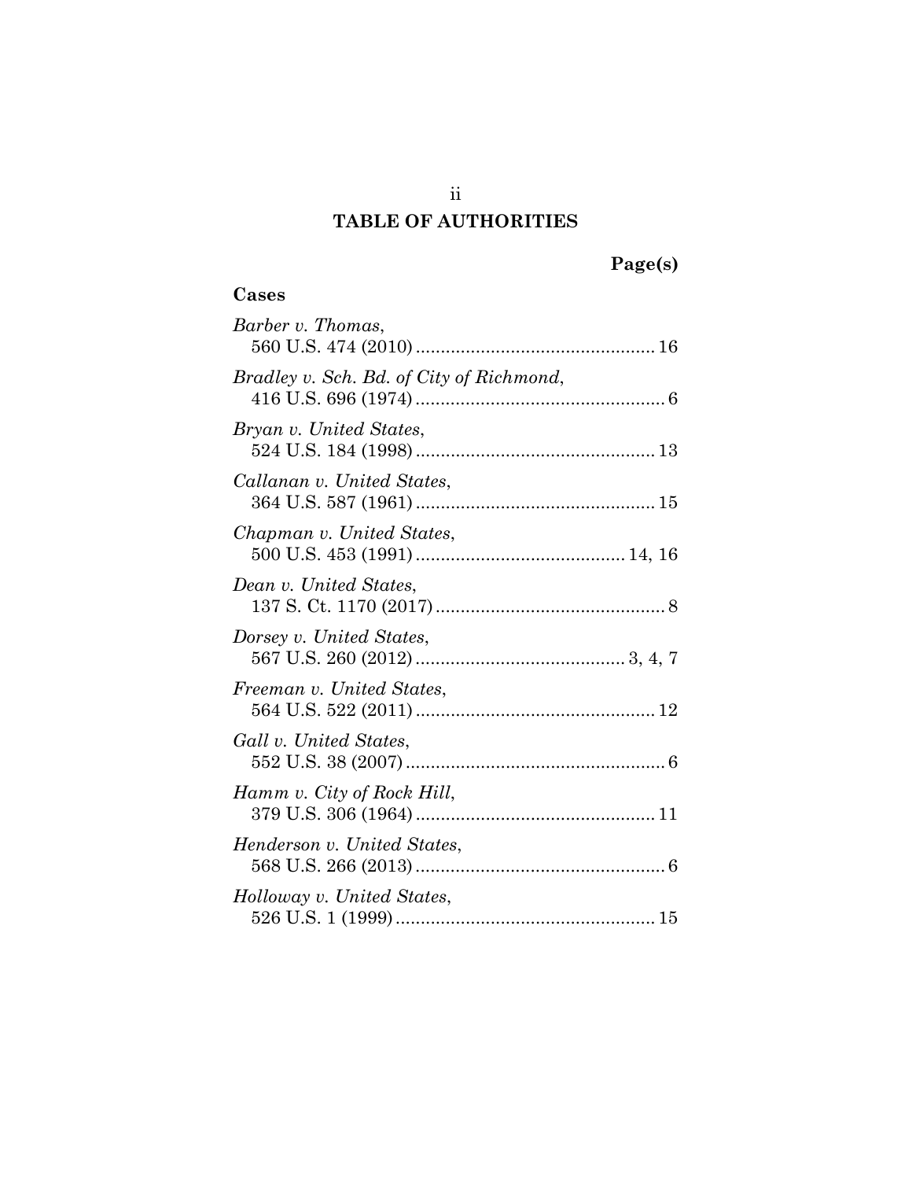# TABLE OF AUTHORITIES

**Page(s)**

**Cases**

*Barber v. Thomas*,
560 U.S. 474 (2010) ................................................ 16

*Bradley v. Sch. Bd. of City of Richmond*,
416 U.S. 696 (1974) .................................................. 6

*Bryan v. United States*,
524 U.S. 184 (1998) ................................................ 13

*Callanan v. United States*,
364 U.S. 587 (1961) ................................................ 15

*Chapman v. United States*,
500 U.S. 453 (1991) .......................................... 14, 16

*Dean v. United States*,
137 S. Ct. 1170 (2017) .............................................. 8

*Dorsey v. United States*,
567 U.S. 260 (2012) .......................................... 3, 4, 7

*Freeman v. United States*,
564 U.S. 522 (2011) ................................................ 12

*Gall v. United States*,
552 U.S. 38 (2007) .................................................... 6

*Hamm v. City of Rock Hill*,
379 U.S. 306 (1964) ................................................ 11

*Henderson v. United States*,
568 U.S. 266 (2013) .................................................. 6

*Holloway v. United States*,
526 U.S. 1 (1999) .................................................... 15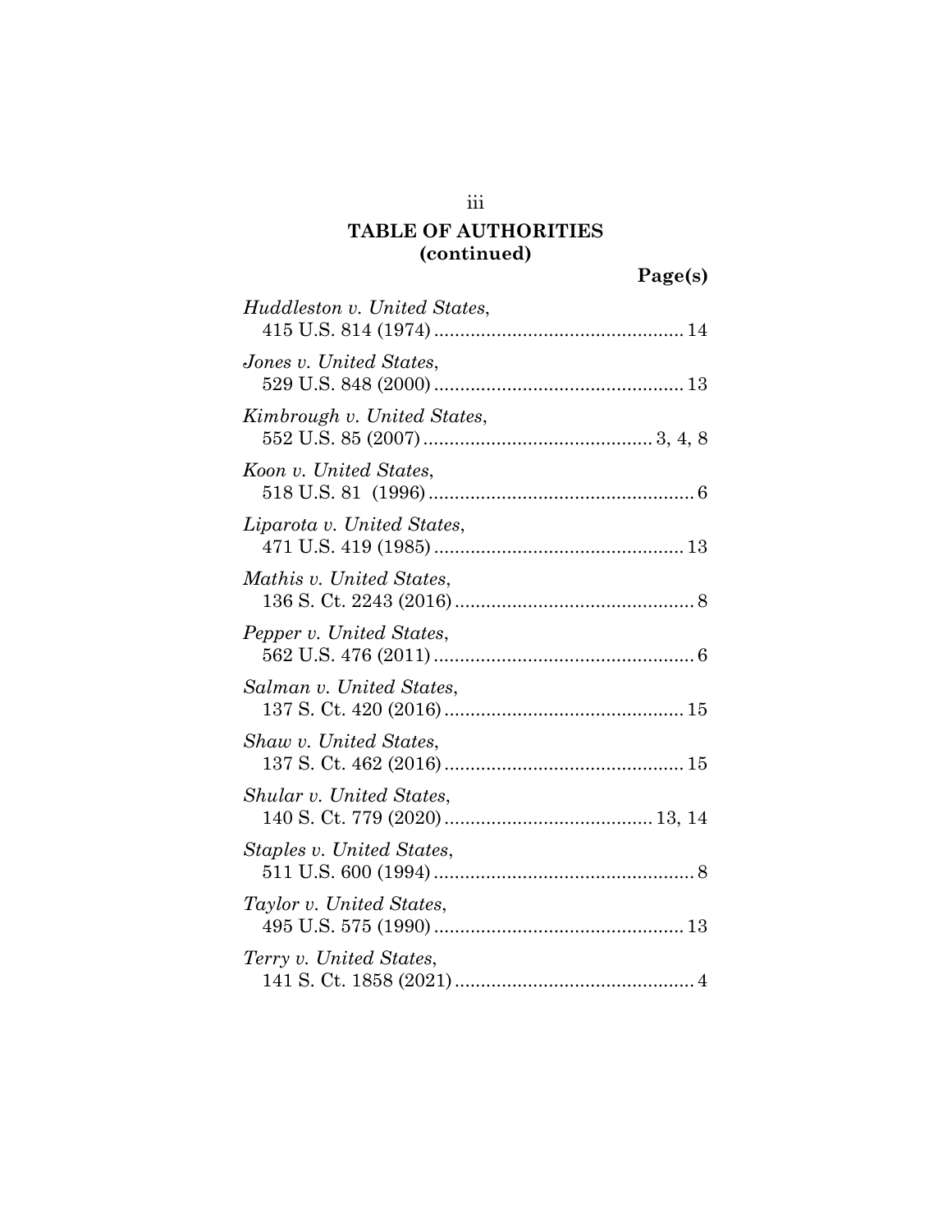## TABLE OF AUTHORITIES
## (continued)

**Page(s)**

*Huddleston v. United States*,
415 U.S. 814 (1974) ................................................ 14

*Jones v. United States*,
529 U.S. 848 (2000) ................................................ 13

*Kimbrough v. United States*,
552 U.S. 85 (2007) ............................................ 3, 4, 8

*Koon v. United States*,
518 U.S. 81 (1996) ................................................... 6

*Liparota v. United States*,
471 U.S. 419 (1985) ................................................ 13

*Mathis v. United States*,
136 S. Ct. 2243 (2016) .............................................. 8

*Pepper v. United States*,
562 U.S. 476 (2011) .................................................. 6

*Salman v. United States*,
137 S. Ct. 420 (2016) .............................................. 15

*Shaw v. United States*,
137 S. Ct. 462 (2016) .............................................. 15

*Shular v. United States*,
140 S. Ct. 779 (2020) ........................................ 13, 14

*Staples v. United States*,
511 U.S. 600 (1994) .................................................. 8

*Taylor v. United States*,
495 U.S. 575 (1990) ................................................ 13

*Terry v. United States*,
141 S. Ct. 1858 (2021) .............................................. 4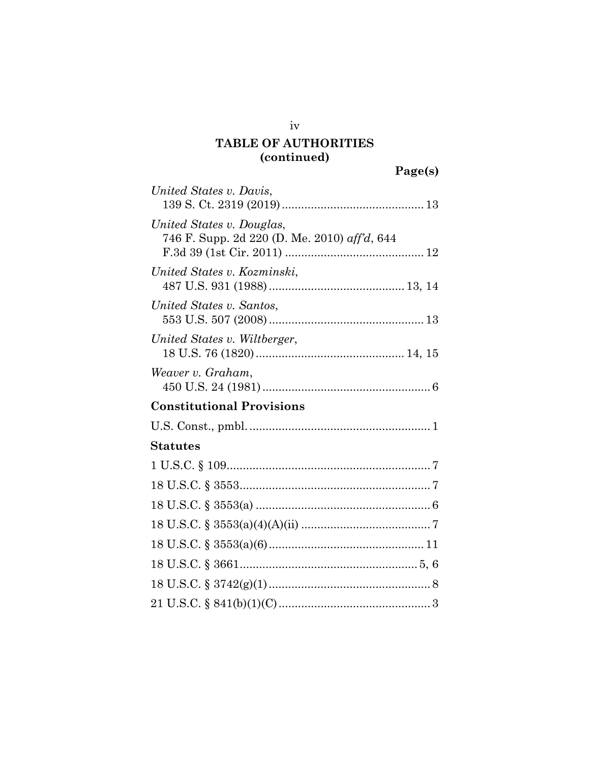## TABLE OF AUTHORITIES
## (continued)

**Page(s)**

*United States v. Davis*,
139 S. Ct. 2319 (2019) ........................................... 13

*United States v. Douglas*,
746 F. Supp. 2d 220 (D. Me. 2010) *aff'd*, 644 F.3d 39 (1st Cir. 2011) ........................................... 12

*United States v. Kozminski*,
487 U.S. 931 (1988) ........................................... 13, 14

*United States v. Santos*,
553 U.S. 507 (2008) ........................................... 13

*United States v. Wiltberger*,
18 U.S. 76 (1820) ........................................... 14, 15

*Weaver v. Graham*,
450 U.S. 24 (1981) ........................................... 6

### Constitutional Provisions

U.S. Const., pmbl. ........................................... 1

### Statutes

1 U.S.C. § 109 ........................................... 7

18 U.S.C. § 3553 ........................................... 7

18 U.S.C. § 3553(a) ........................................... 6

18 U.S.C. § 3553(a)(4)(A)(ii) ........................................... 7

18 U.S.C. § 3553(a)(6) ........................................... 11

18 U.S.C. § 3661 ........................................... 5, 6

18 U.S.C. § 3742(g)(1) ........................................... 8

21 U.S.C. § 841(b)(1)(C) ........................................... 3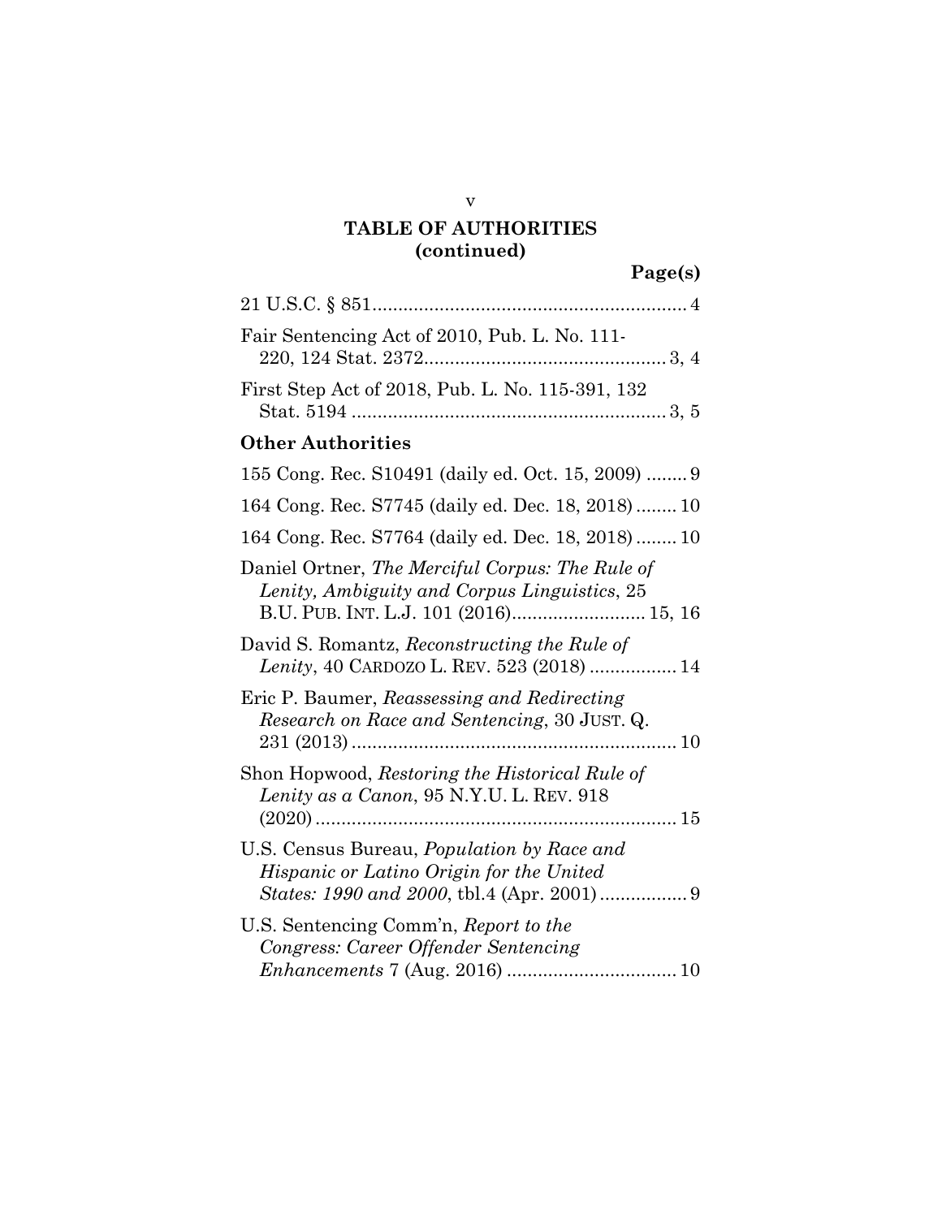## TABLE OF AUTHORITIES (continued)

**Page(s)**

21 U.S.C. § 851 .......... 4

Fair Sentencing Act of 2010, Pub. L. No. 111-220, 124 Stat. 2372 .......... 3, 4

First Step Act of 2018, Pub. L. No. 115-391, 132 Stat. 5194 .......... 3, 5

### Other Authorities

155 Cong. Rec. S10491 (daily ed. Oct. 15, 2009) .......... 9

164 Cong. Rec. S7745 (daily ed. Dec. 18, 2018) .......... 10

164 Cong. Rec. S7764 (daily ed. Dec. 18, 2018) .......... 10

Daniel Ortner, *The Merciful Corpus: The Rule of Lenity, Ambiguity and Corpus Linguistics*, 25 B.U. PUB. INT. L.J. 101 (2016) .......... 15, 16

David S. Romantz, *Reconstructing the Rule of Lenity*, 40 CARDOZO L. REV. 523 (2018) .......... 14

Eric P. Baumer, *Reassessing and Redirecting Research on Race and Sentencing*, 30 JUST. Q. 231 (2013) .......... 10

Shon Hopwood, *Restoring the Historical Rule of Lenity as a Canon*, 95 N.Y.U. L. REV. 918 (2020) .......... 15

U.S. Census Bureau, *Population by Race and Hispanic or Latino Origin for the United States: 1990 and 2000*, tbl.4 (Apr. 2001) .......... 9

U.S. Sentencing Comm'n, *Report to the Congress: Career Offender Sentencing Enhancements* 7 (Aug. 2016) .......... 10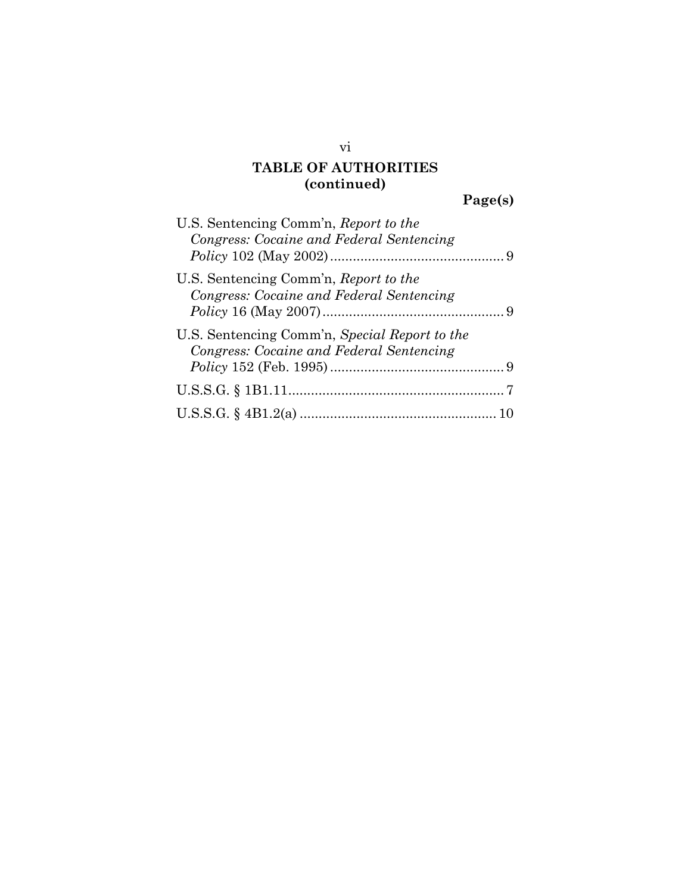## TABLE OF AUTHORITIES
## (continued)

**Page(s)**

U.S. Sentencing Comm'n, *Report to the Congress: Cocaine and Federal Sentencing Policy* 102 (May 2002) .............................................. 9

U.S. Sentencing Comm'n, *Report to the Congress: Cocaine and Federal Sentencing Policy* 16 (May 2007) ................................................ 9

U.S. Sentencing Comm'n, *Special Report to the Congress: Cocaine and Federal Sentencing Policy* 152 (Feb. 1995) .............................................. 9

U.S.S.G. § 1B1.11......................................................... 7

U.S.S.G. § 4B1.2(a) .................................................... 10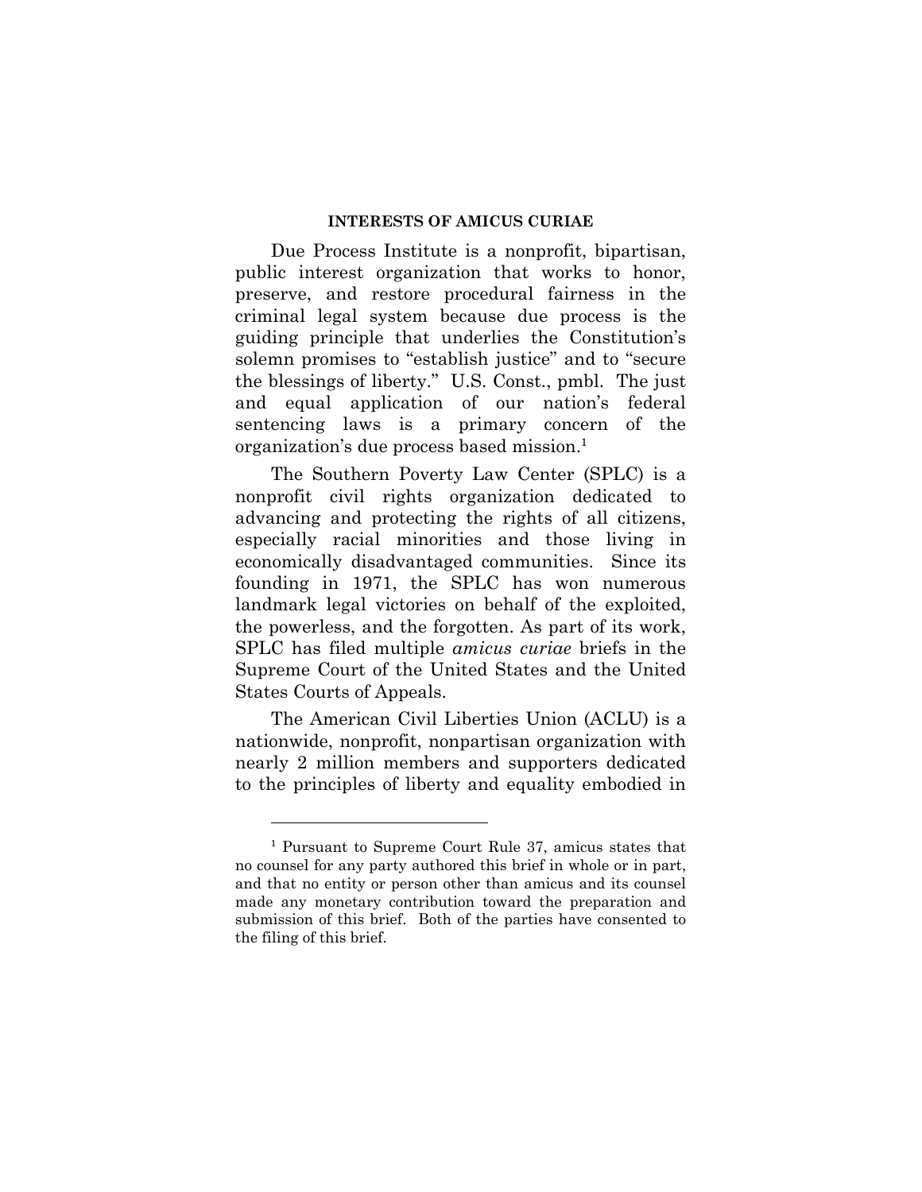## INTERESTS OF AMICUS CURIAE

Due Process Institute is a nonprofit, bipartisan, public interest organization that works to honor, preserve, and restore procedural fairness in the criminal legal system because due process is the guiding principle that underlies the Constitution's solemn promises to "establish justice" and to "secure the blessings of liberty." U.S. Const., pmbl. The just and equal application of our nation's federal sentencing laws is a primary concern of the organization's due process based mission.[1]

The Southern Poverty Law Center (SPLC) is a nonprofit civil rights organization dedicated to advancing and protecting the rights of all citizens, especially racial minorities and those living in economically disadvantaged communities. Since its founding in 1971, the SPLC has won numerous landmark legal victories on behalf of the exploited, the powerless, and the forgotten. As part of its work, SPLC has filed multiple *amicus curiae* briefs in the Supreme Court of the United States and the United States Courts of Appeals.

The American Civil Liberties Union (ACLU) is a nationwide, nonprofit, nonpartisan organization with nearly 2 million members and supporters dedicated to the principles of liberty and equality embodied in

---

[1] Pursuant to Supreme Court Rule 37, amicus states that no counsel for any party authored this brief in whole or in part, and that no entity or person other than amicus and its counsel made any monetary contribution toward the preparation and submission of this brief. Both of the parties have consented to the filing of this brief.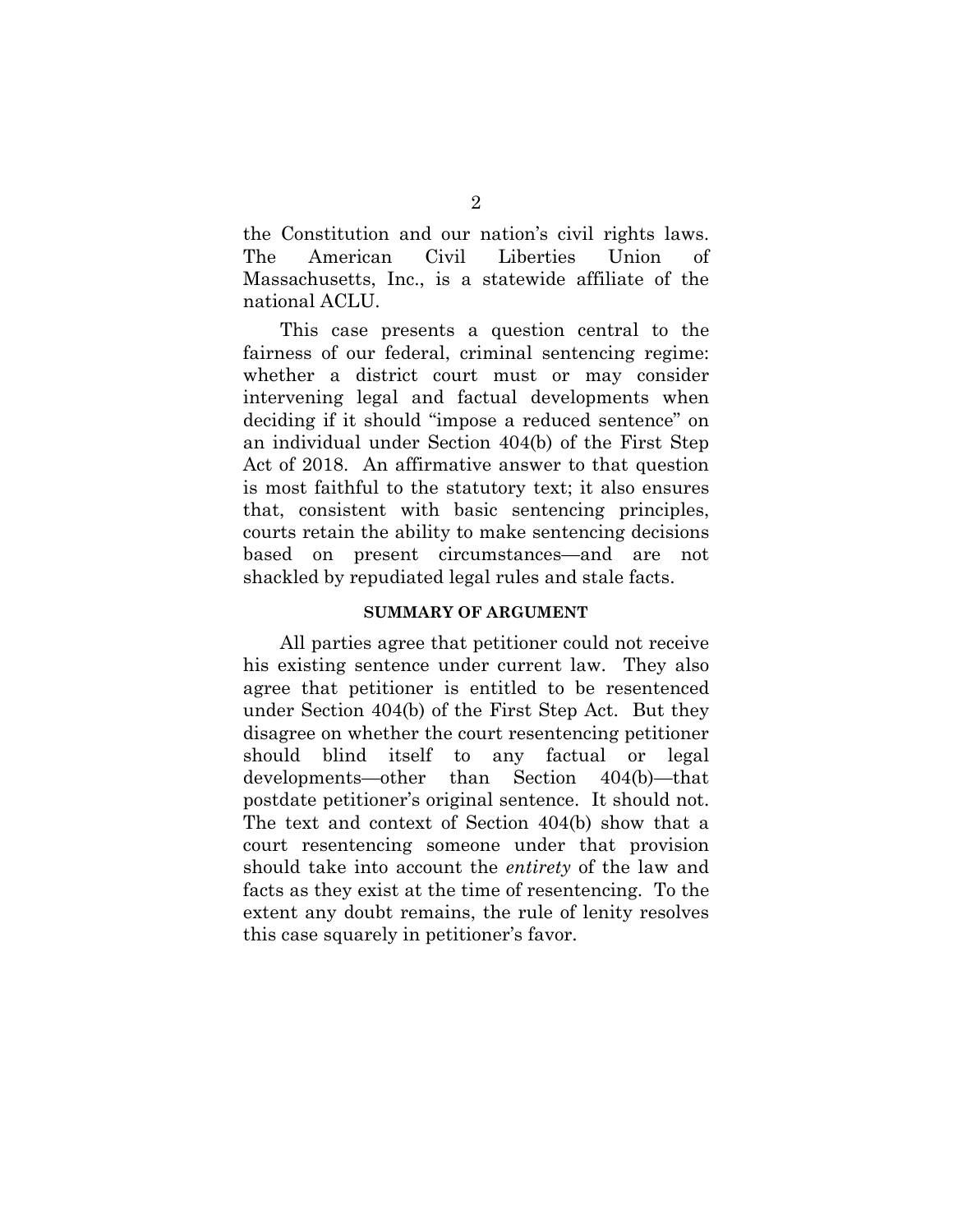the Constitution and our nation's civil rights laws. The American Civil Liberties Union of Massachusetts, Inc., is a statewide affiliate of the national ACLU.

This case presents a question central to the fairness of our federal, criminal sentencing regime: whether a district court must or may consider intervening legal and factual developments when deciding if it should "impose a reduced sentence" on an individual under Section 404(b) of the First Step Act of 2018. An affirmative answer to that question is most faithful to the statutory text; it also ensures that, consistent with basic sentencing principles, courts retain the ability to make sentencing decisions based on present circumstances—and are not shackled by repudiated legal rules and stale facts.

## SUMMARY OF ARGUMENT

All parties agree that petitioner could not receive his existing sentence under current law. They also agree that petitioner is entitled to be resentenced under Section 404(b) of the First Step Act. But they disagree on whether the court resentencing petitioner should blind itself to any factual or legal developments—other than Section 404(b)—that postdate petitioner's original sentence. It should not. The text and context of Section 404(b) show that a court resentencing someone under that provision should take into account the *entirety* of the law and facts as they exist at the time of resentencing. To the extent any doubt remains, the rule of lenity resolves this case squarely in petitioner's favor.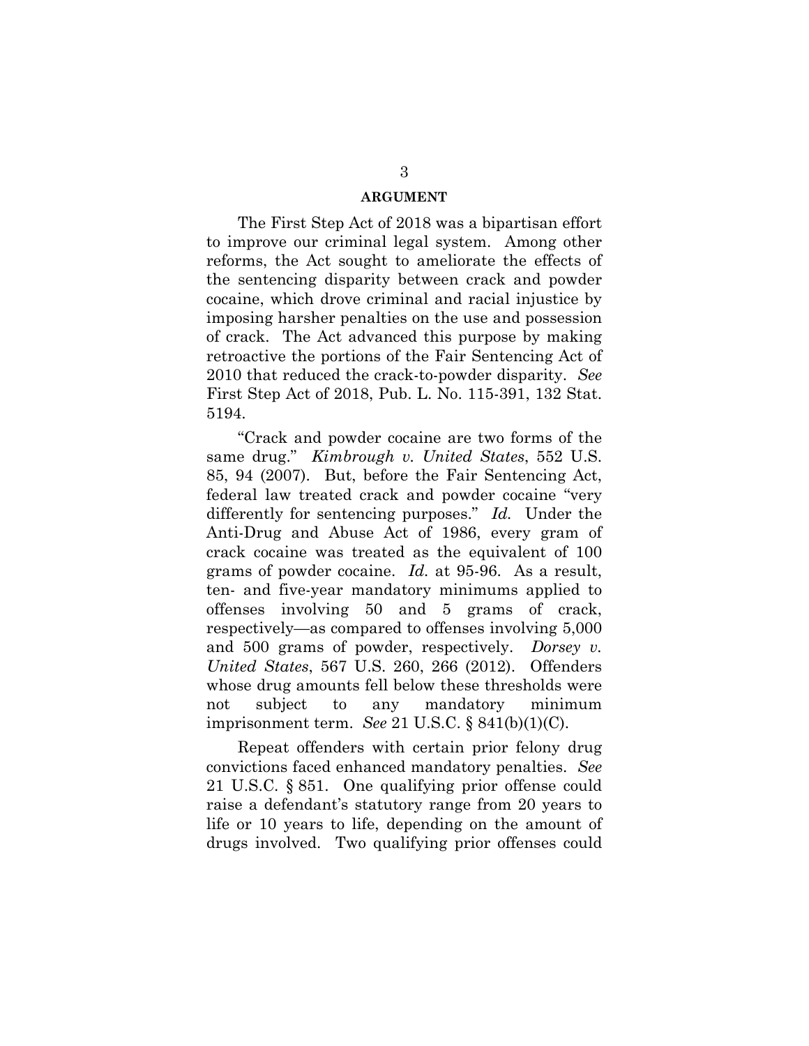## ARGUMENT

The First Step Act of 2018 was a bipartisan effort to improve our criminal legal system. Among other reforms, the Act sought to ameliorate the effects of the sentencing disparity between crack and powder cocaine, which drove criminal and racial injustice by imposing harsher penalties on the use and possession of crack. The Act advanced this purpose by making retroactive the portions of the Fair Sentencing Act of 2010 that reduced the crack-to-powder disparity. *See* First Step Act of 2018, Pub. L. No. 115-391, 132 Stat. 5194.

"Crack and powder cocaine are two forms of the same drug." *Kimbrough v. United States*, 552 U.S. 85, 94 (2007). But, before the Fair Sentencing Act, federal law treated crack and powder cocaine "very differently for sentencing purposes." *Id.* Under the Anti-Drug and Abuse Act of 1986, every gram of crack cocaine was treated as the equivalent of 100 grams of powder cocaine. *Id.* at 95-96. As a result, ten- and five-year mandatory minimums applied to offenses involving 50 and 5 grams of crack, respectively—as compared to offenses involving 5,000 and 500 grams of powder, respectively. *Dorsey v. United States*, 567 U.S. 260, 266 (2012). Offenders whose drug amounts fell below these thresholds were not subject to any mandatory minimum imprisonment term. *See* 21 U.S.C. § 841(b)(1)(C).

Repeat offenders with certain prior felony drug convictions faced enhanced mandatory penalties. *See* 21 U.S.C. § 851. One qualifying prior offense could raise a defendant's statutory range from 20 years to life or 10 years to life, depending on the amount of drugs involved. Two qualifying prior offenses could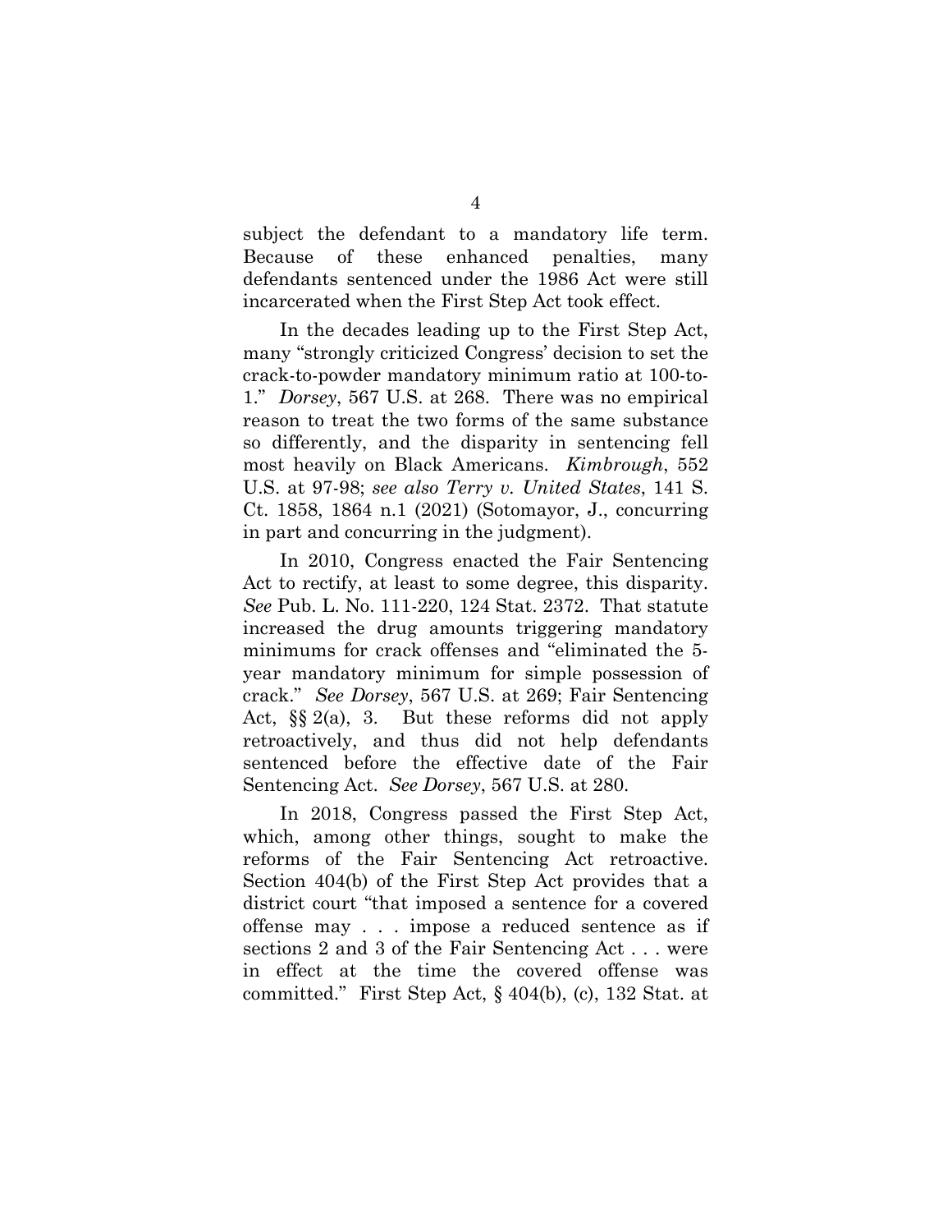subject the defendant to a mandatory life term. Because of these enhanced penalties, many defendants sentenced under the 1986 Act were still incarcerated when the First Step Act took effect.

In the decades leading up to the First Step Act, many "strongly criticized Congress' decision to set the crack-to-powder mandatory minimum ratio at 100-to-1." *Dorsey*, 567 U.S. at 268. There was no empirical reason to treat the two forms of the same substance so differently, and the disparity in sentencing fell most heavily on Black Americans. *Kimbrough*, 552 U.S. at 97-98; *see also Terry v. United States*, 141 S. Ct. 1858, 1864 n.1 (2021) (Sotomayor, J., concurring in part and concurring in the judgment).

In 2010, Congress enacted the Fair Sentencing Act to rectify, at least to some degree, this disparity. *See* Pub. L. No. 111-220, 124 Stat. 2372. That statute increased the drug amounts triggering mandatory minimums for crack offenses and "eliminated the 5-year mandatory minimum for simple possession of crack." *See Dorsey*, 567 U.S. at 269; Fair Sentencing Act, §§ 2(a), 3. But these reforms did not apply retroactively, and thus did not help defendants sentenced before the effective date of the Fair Sentencing Act. *See Dorsey*, 567 U.S. at 280.

In 2018, Congress passed the First Step Act, which, among other things, sought to make the reforms of the Fair Sentencing Act retroactive. Section 404(b) of the First Step Act provides that a district court "that imposed a sentence for a covered offense may . . . impose a reduced sentence as if sections 2 and 3 of the Fair Sentencing Act . . . were in effect at the time the covered offense was committed." First Step Act, § 404(b), (c), 132 Stat. at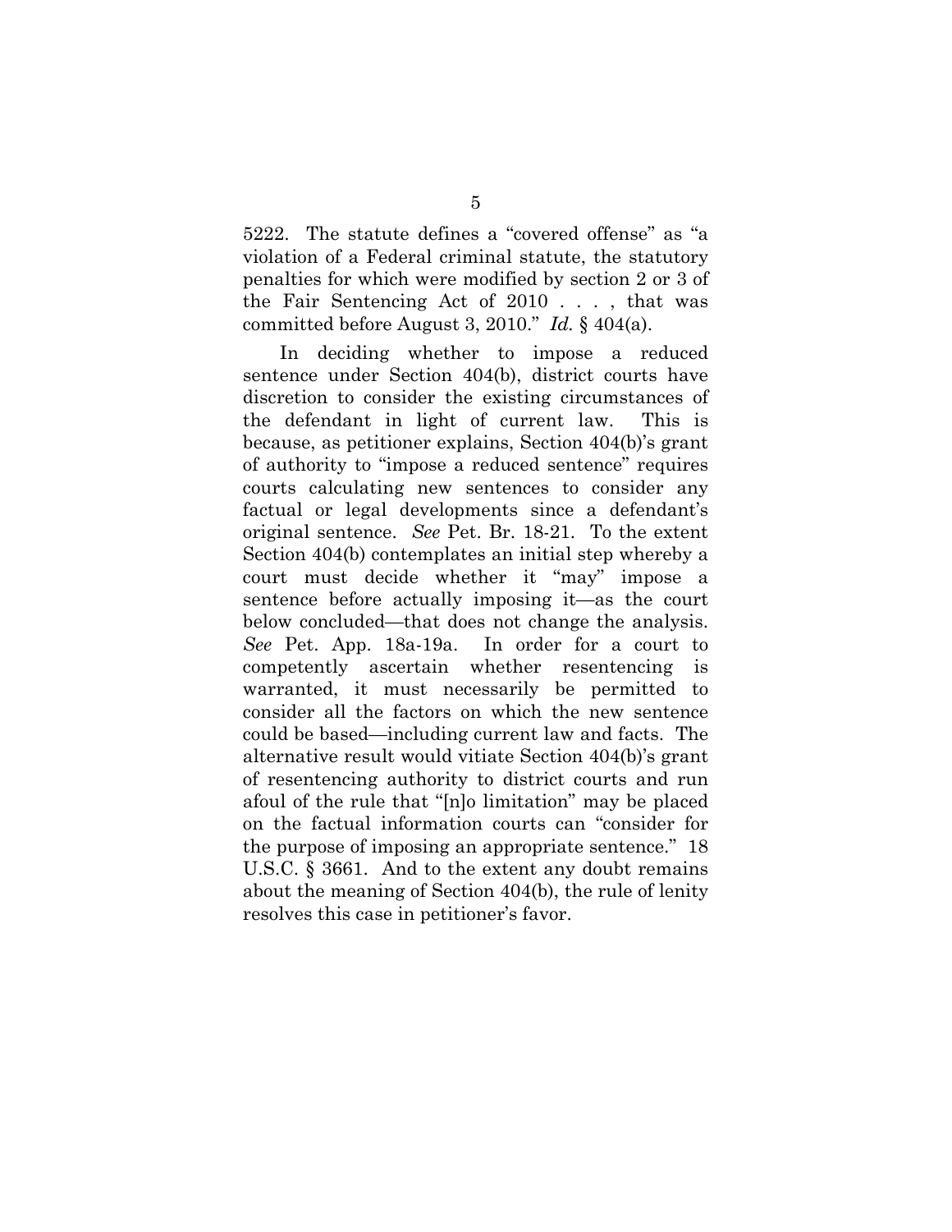5222. The statute defines a "covered offense" as "a violation of a Federal criminal statute, the statutory penalties for which were modified by section 2 or 3 of the Fair Sentencing Act of 2010 . . . , that was committed before August 3, 2010." *Id.* § 404(a).

In deciding whether to impose a reduced sentence under Section 404(b), district courts have discretion to consider the existing circumstances of the defendant in light of current law. This is because, as petitioner explains, Section 404(b)'s grant of authority to "impose a reduced sentence" requires courts calculating new sentences to consider any factual or legal developments since a defendant's original sentence. *See* Pet. Br. 18-21. To the extent Section 404(b) contemplates an initial step whereby a court must decide whether it "may" impose a sentence before actually imposing it—as the court below concluded—that does not change the analysis. *See* Pet. App. 18a-19a. In order for a court to competently ascertain whether resentencing is warranted, it must necessarily be permitted to consider all the factors on which the new sentence could be based—including current law and facts. The alternative result would vitiate Section 404(b)'s grant of resentencing authority to district courts and run afoul of the rule that "[n]o limitation" may be placed on the factual information courts can "consider for the purpose of imposing an appropriate sentence." 18 U.S.C. § 3661. And to the extent any doubt remains about the meaning of Section 404(b), the rule of lenity resolves this case in petitioner's favor.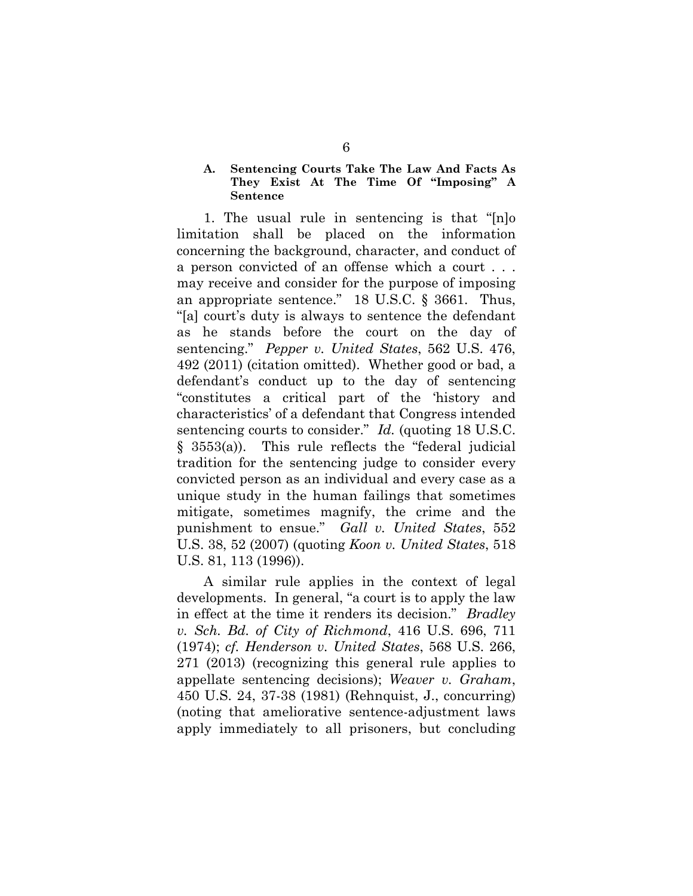### A. Sentencing Courts Take The Law And Facts As They Exist At The Time Of "Imposing" A Sentence

1. The usual rule in sentencing is that "[n]o limitation shall be placed on the information concerning the background, character, and conduct of a person convicted of an offense which a court . . . may receive and consider for the purpose of imposing an appropriate sentence." 18 U.S.C. § 3661. Thus, "[a] court's duty is always to sentence the defendant as he stands before the court on the day of sentencing." *Pepper v. United States*, 562 U.S. 476, 492 (2011) (citation omitted). Whether good or bad, a defendant's conduct up to the day of sentencing "constitutes a critical part of the 'history and characteristics' of a defendant that Congress intended sentencing courts to consider." *Id.* (quoting 18 U.S.C. § 3553(a)). This rule reflects the "federal judicial tradition for the sentencing judge to consider every convicted person as an individual and every case as a unique study in the human failings that sometimes mitigate, sometimes magnify, the crime and the punishment to ensue." *Gall v. United States*, 552 U.S. 38, 52 (2007) (quoting *Koon v. United States*, 518 U.S. 81, 113 (1996)).

A similar rule applies in the context of legal developments. In general, "a court is to apply the law in effect at the time it renders its decision." *Bradley v. Sch. Bd. of City of Richmond*, 416 U.S. 696, 711 (1974); *cf. Henderson v. United States*, 568 U.S. 266, 271 (2013) (recognizing this general rule applies to appellate sentencing decisions); *Weaver v. Graham*, 450 U.S. 24, 37-38 (1981) (Rehnquist, J., concurring) (noting that ameliorative sentence-adjustment laws apply immediately to all prisoners, but concluding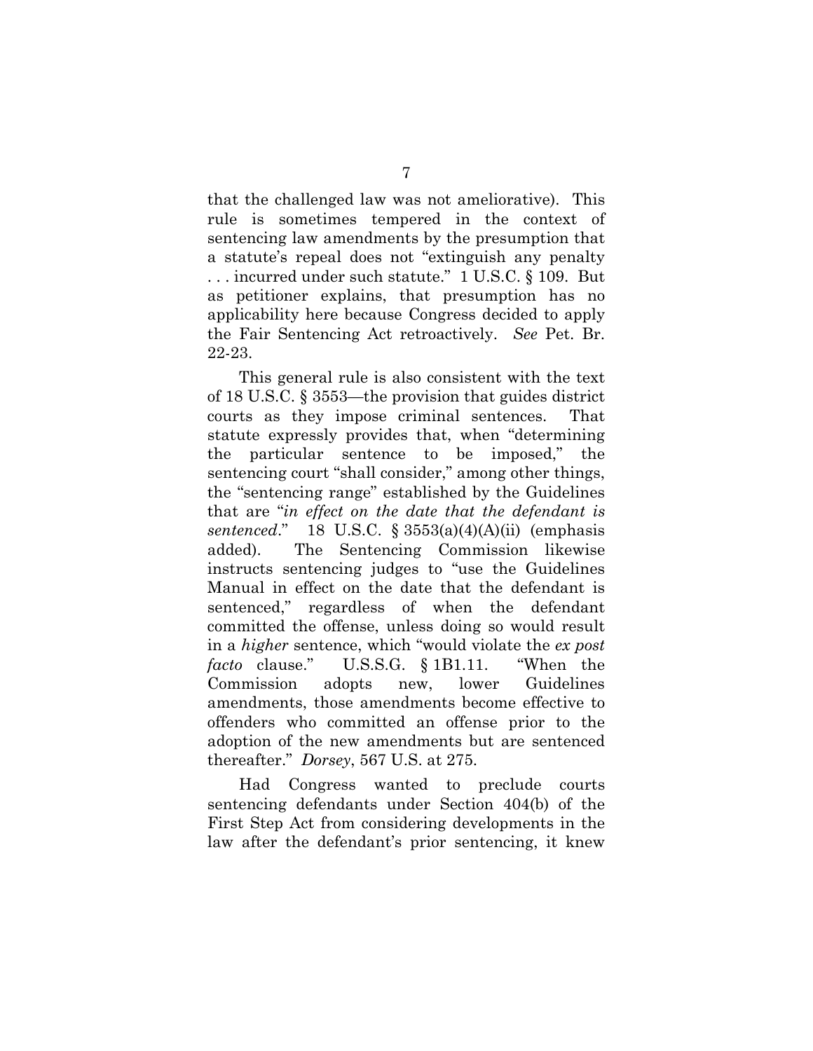that the challenged law was not ameliorative). This rule is sometimes tempered in the context of sentencing law amendments by the presumption that a statute's repeal does not "extinguish any penalty . . . incurred under such statute." 1 U.S.C. § 109. But as petitioner explains, that presumption has no applicability here because Congress decided to apply the Fair Sentencing Act retroactively. *See* Pet. Br. 22-23.

This general rule is also consistent with the text of 18 U.S.C. § 3553—the provision that guides district courts as they impose criminal sentences. That statute expressly provides that, when "determining the particular sentence to be imposed," the sentencing court "shall consider," among other things, the "sentencing range" established by the Guidelines that are "*in effect on the date that the defendant is sentenced*." 18 U.S.C. § 3553(a)(4)(A)(ii) (emphasis added). The Sentencing Commission likewise instructs sentencing judges to "use the Guidelines Manual in effect on the date that the defendant is sentenced," regardless of when the defendant committed the offense, unless doing so would result in a *higher* sentence, which "would violate the *ex post facto* clause." U.S.S.G. § 1B1.11. "When the Commission adopts new, lower Guidelines amendments, those amendments become effective to offenders who committed an offense prior to the adoption of the new amendments but are sentenced thereafter." *Dorsey*, 567 U.S. at 275.

Had Congress wanted to preclude courts sentencing defendants under Section 404(b) of the First Step Act from considering developments in the law after the defendant's prior sentencing, it knew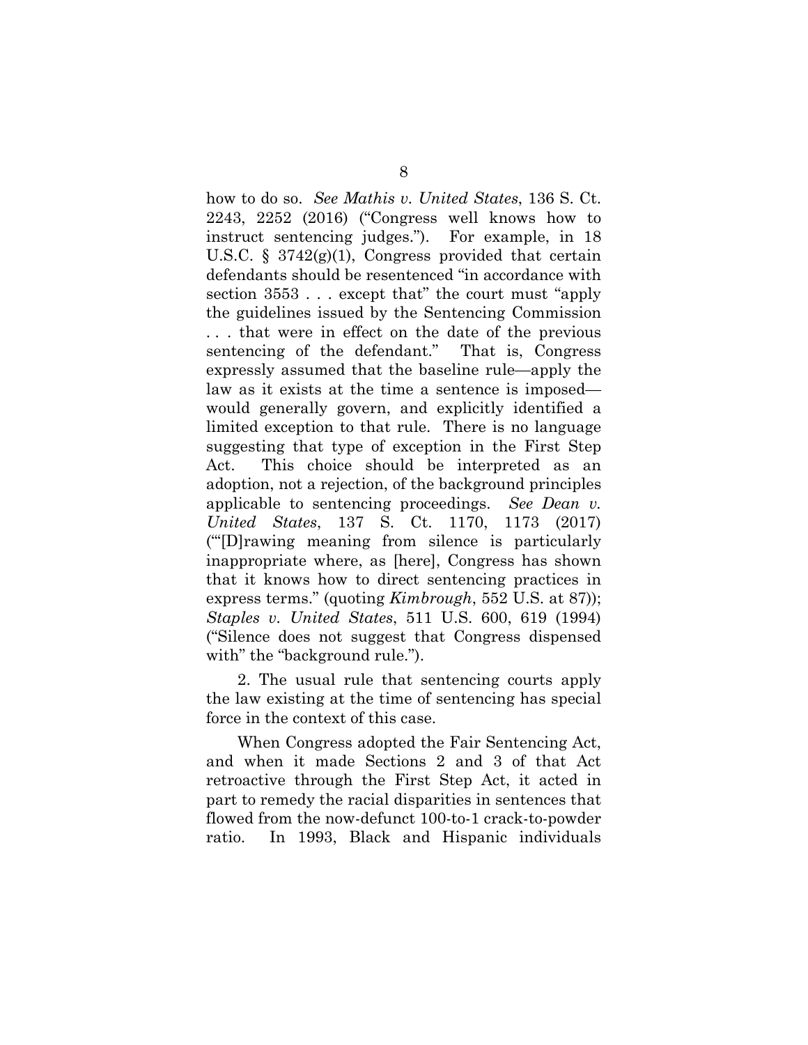how to do so. *See Mathis v. United States*, 136 S. Ct. 2243, 2252 (2016) ("Congress well knows how to instruct sentencing judges."). For example, in 18 U.S.C. § 3742(g)(1), Congress provided that certain defendants should be resentenced "in accordance with section 3553 . . . except that" the court must "apply the guidelines issued by the Sentencing Commission . . . that were in effect on the date of the previous sentencing of the defendant." That is, Congress expressly assumed that the baseline rule—apply the law as it exists at the time a sentence is imposed—would generally govern, and explicitly identified a limited exception to that rule. There is no language suggesting that type of exception in the First Step Act. This choice should be interpreted as an adoption, not a rejection, of the background principles applicable to sentencing proceedings. *See Dean v. United States*, 137 S. Ct. 1170, 1173 (2017) ("'[D]rawing meaning from silence is particularly inappropriate where, as [here], Congress has shown that it knows how to direct sentencing practices in express terms." (quoting *Kimbrough*, 552 U.S. at 87)); *Staples v. United States*, 511 U.S. 600, 619 (1994) ("Silence does not suggest that Congress dispensed with" the "background rule.").

2. The usual rule that sentencing courts apply the law existing at the time of sentencing has special force in the context of this case.

When Congress adopted the Fair Sentencing Act, and when it made Sections 2 and 3 of that Act retroactive through the First Step Act, it acted in part to remedy the racial disparities in sentences that flowed from the now-defunct 100-to-1 crack-to-powder ratio. In 1993, Black and Hispanic individuals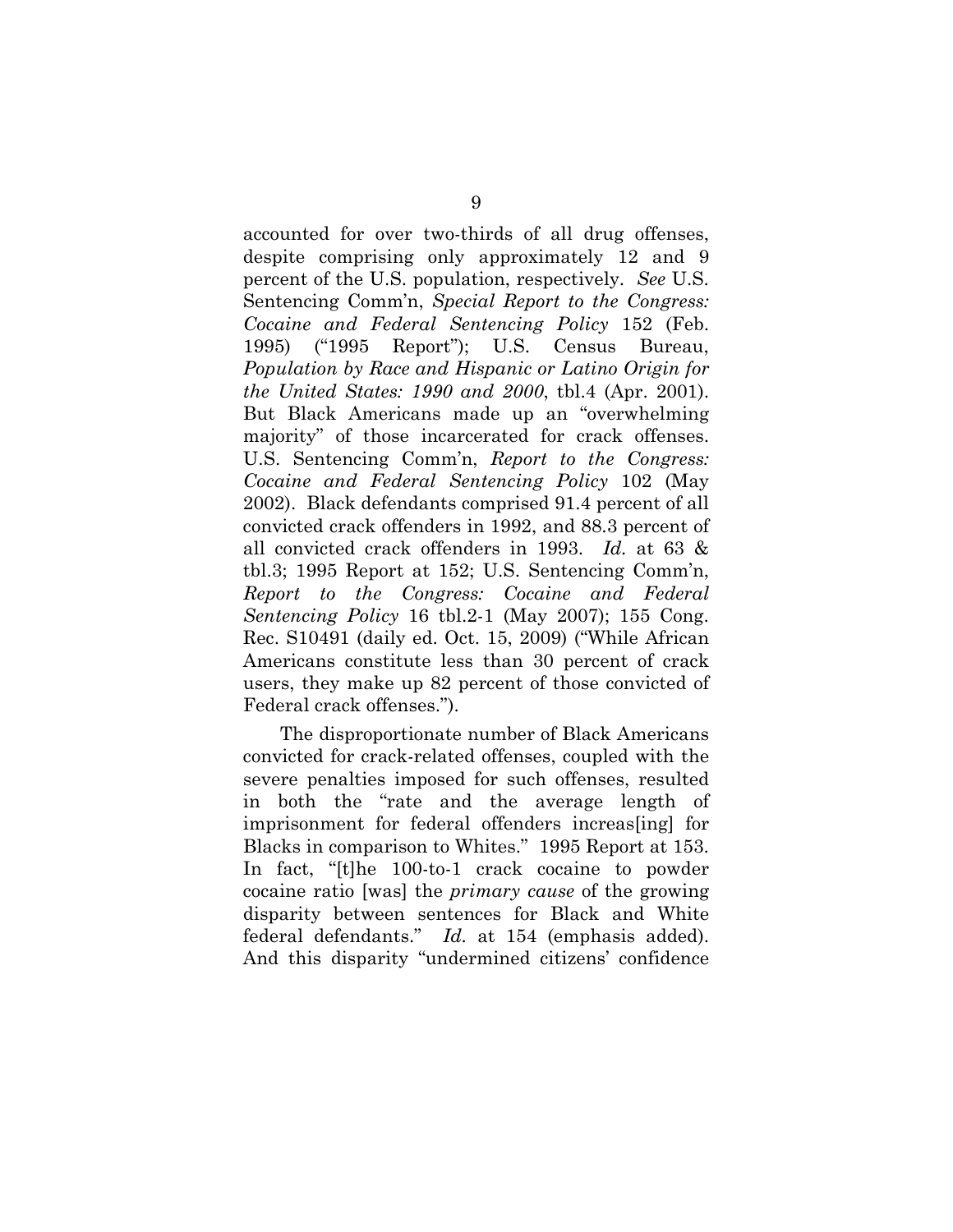accounted for over two-thirds of all drug offenses, despite comprising only approximately 12 and 9 percent of the U.S. population, respectively. *See* U.S. Sentencing Comm'n, *Special Report to the Congress: Cocaine and Federal Sentencing Policy* 152 (Feb. 1995) ("1995 Report"); U.S. Census Bureau, *Population by Race and Hispanic or Latino Origin for the United States: 1990 and 2000*, tbl.4 (Apr. 2001). But Black Americans made up an "overwhelming majority" of those incarcerated for crack offenses. U.S. Sentencing Comm'n, *Report to the Congress: Cocaine and Federal Sentencing Policy* 102 (May 2002). Black defendants comprised 91.4 percent of all convicted crack offenders in 1992, and 88.3 percent of all convicted crack offenders in 1993. *Id.* at 63 & tbl.3; 1995 Report at 152; U.S. Sentencing Comm'n, *Report to the Congress: Cocaine and Federal Sentencing Policy* 16 tbl.2-1 (May 2007); 155 Cong. Rec. S10491 (daily ed. Oct. 15, 2009) ("While African Americans constitute less than 30 percent of crack users, they make up 82 percent of those convicted of Federal crack offenses.").

The disproportionate number of Black Americans convicted for crack-related offenses, coupled with the severe penalties imposed for such offenses, resulted in both the "rate and the average length of imprisonment for federal offenders increas[ing] for Blacks in comparison to Whites." 1995 Report at 153. In fact, "[t]he 100-to-1 crack cocaine to powder cocaine ratio [was] the *primary cause* of the growing disparity between sentences for Black and White federal defendants." *Id.* at 154 (emphasis added). And this disparity "undermined citizens' confidence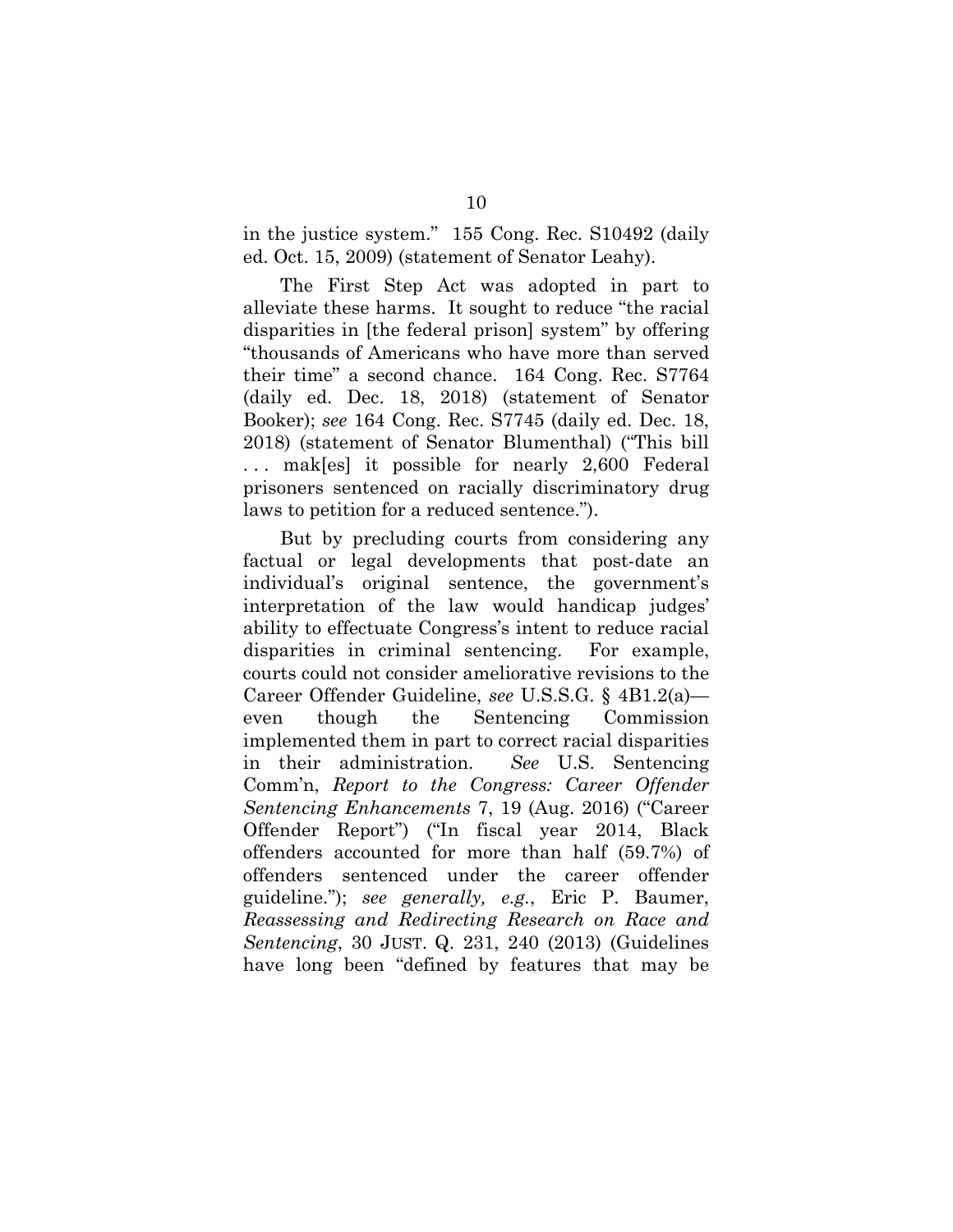in the justice system." 155 Cong. Rec. S10492 (daily ed. Oct. 15, 2009) (statement of Senator Leahy).

The First Step Act was adopted in part to alleviate these harms. It sought to reduce "the racial disparities in [the federal prison] system" by offering "thousands of Americans who have more than served their time" a second chance. 164 Cong. Rec. S7764 (daily ed. Dec. 18, 2018) (statement of Senator Booker); *see* 164 Cong. Rec. S7745 (daily ed. Dec. 18, 2018) (statement of Senator Blumenthal) ("This bill . . . mak[es] it possible for nearly 2,600 Federal prisoners sentenced on racially discriminatory drug laws to petition for a reduced sentence.").

But by precluding courts from considering any factual or legal developments that post-date an individual's original sentence, the government's interpretation of the law would handicap judges' ability to effectuate Congress's intent to reduce racial disparities in criminal sentencing. For example, courts could not consider ameliorative revisions to the Career Offender Guideline, *see* U.S.S.G. § 4B1.2(a)—even though the Sentencing Commission implemented them in part to correct racial disparities in their administration. *See* U.S. Sentencing Comm'n, *Report to the Congress: Career Offender Sentencing Enhancements* 7, 19 (Aug. 2016) ("Career Offender Report") ("In fiscal year 2014, Black offenders accounted for more than half (59.7%) of offenders sentenced under the career offender guideline."); *see generally, e.g.*, Eric P. Baumer, *Reassessing and Redirecting Research on Race and Sentencing*, 30 JUST. Q. 231, 240 (2013) (Guidelines have long been "defined by features that may be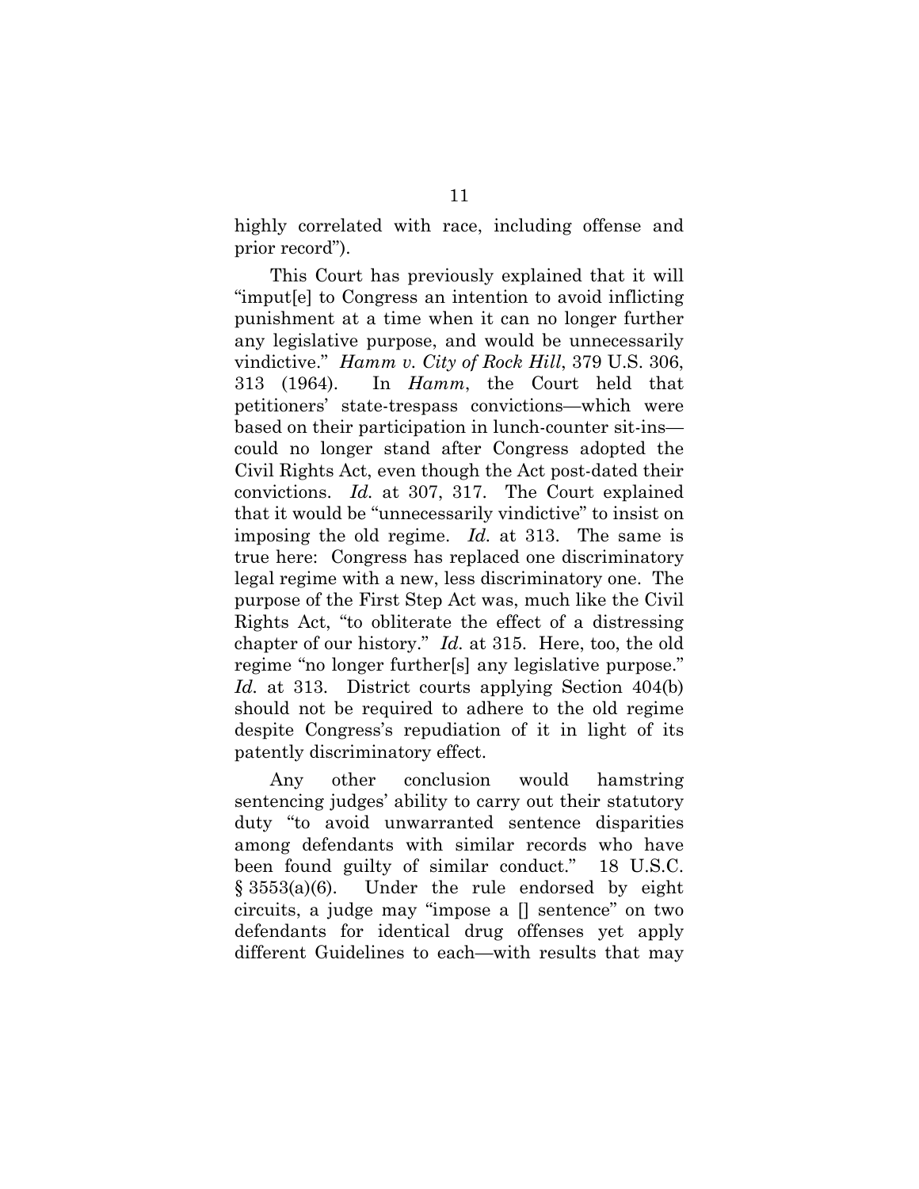highly correlated with race, including offense and prior record").

This Court has previously explained that it will "imput[e] to Congress an intention to avoid inflicting punishment at a time when it can no longer further any legislative purpose, and would be unnecessarily vindictive." *Hamm v. City of Rock Hill*, 379 U.S. 306, 313 (1964). In *Hamm*, the Court held that petitioners' state-trespass convictions—which were based on their participation in lunch-counter sit-ins—could no longer stand after Congress adopted the Civil Rights Act, even though the Act post-dated their convictions. *Id.* at 307, 317. The Court explained that it would be "unnecessarily vindictive" to insist on imposing the old regime. *Id.* at 313. The same is true here: Congress has replaced one discriminatory legal regime with a new, less discriminatory one. The purpose of the First Step Act was, much like the Civil Rights Act, "to obliterate the effect of a distressing chapter of our history." *Id.* at 315. Here, too, the old regime "no longer further[s] any legislative purpose." *Id.* at 313. District courts applying Section 404(b) should not be required to adhere to the old regime despite Congress's repudiation of it in light of its patently discriminatory effect.

Any other conclusion would hamstring sentencing judges' ability to carry out their statutory duty "to avoid unwarranted sentence disparities among defendants with similar records who have been found guilty of similar conduct." 18 U.S.C. § 3553(a)(6). Under the rule endorsed by eight circuits, a judge may "impose a [] sentence" on two defendants for identical drug offenses yet apply different Guidelines to each—with results that may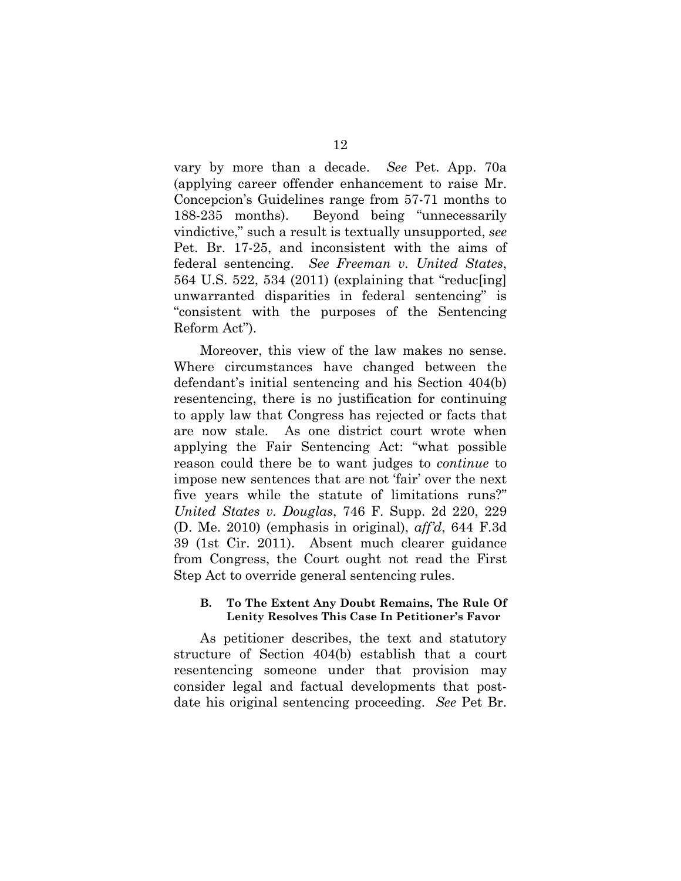vary by more than a decade. *See* Pet. App. 70a (applying career offender enhancement to raise Mr. Concepcion's Guidelines range from 57-71 months to 188-235 months). Beyond being "unnecessarily vindictive," such a result is textually unsupported, *see* Pet. Br. 17-25, and inconsistent with the aims of federal sentencing. *See Freeman v. United States*, 564 U.S. 522, 534 (2011) (explaining that "reduc[ing] unwarranted disparities in federal sentencing" is "consistent with the purposes of the Sentencing Reform Act").

Moreover, this view of the law makes no sense. Where circumstances have changed between the defendant's initial sentencing and his Section 404(b) resentencing, there is no justification for continuing to apply law that Congress has rejected or facts that are now stale. As one district court wrote when applying the Fair Sentencing Act: "what possible reason could there be to want judges to *continue* to impose new sentences that are not 'fair' over the next five years while the statute of limitations runs?" *United States v. Douglas*, 746 F. Supp. 2d 220, 229 (D. Me. 2010) (emphasis in original), *aff'd*, 644 F.3d 39 (1st Cir. 2011). Absent much clearer guidance from Congress, the Court ought not read the First Step Act to override general sentencing rules.

### B. To The Extent Any Doubt Remains, The Rule Of Lenity Resolves This Case In Petitioner's Favor

As petitioner describes, the text and statutory structure of Section 404(b) establish that a court resentencing someone under that provision may consider legal and factual developments that post-date his original sentencing proceeding. *See* Pet Br.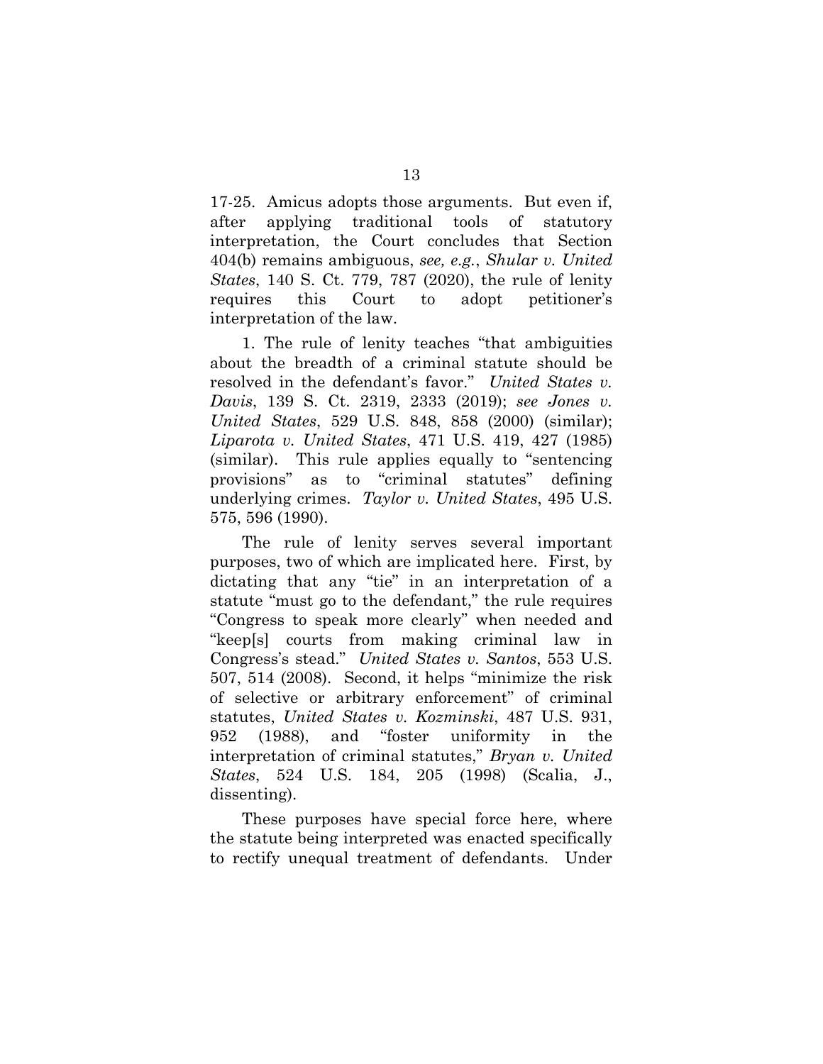17-25. Amicus adopts those arguments. But even if, after applying traditional tools of statutory interpretation, the Court concludes that Section 404(b) remains ambiguous, *see, e.g.*, *Shular v. United States*, 140 S. Ct. 779, 787 (2020), the rule of lenity requires this Court to adopt petitioner's interpretation of the law.

1. The rule of lenity teaches "that ambiguities about the breadth of a criminal statute should be resolved in the defendant's favor." *United States v. Davis*, 139 S. Ct. 2319, 2333 (2019); *see Jones v. United States*, 529 U.S. 848, 858 (2000) (similar); *Liparota v. United States*, 471 U.S. 419, 427 (1985) (similar). This rule applies equally to "sentencing provisions" as to "criminal statutes" defining underlying crimes. *Taylor v. United States*, 495 U.S. 575, 596 (1990).

The rule of lenity serves several important purposes, two of which are implicated here. First, by dictating that any "tie" in an interpretation of a statute "must go to the defendant," the rule requires "Congress to speak more clearly" when needed and "keep[s] courts from making criminal law in Congress's stead." *United States v. Santos*, 553 U.S. 507, 514 (2008). Second, it helps "minimize the risk of selective or arbitrary enforcement" of criminal statutes, *United States v. Kozminski*, 487 U.S. 931, 952 (1988), and "foster uniformity in the interpretation of criminal statutes," *Bryan v. United States*, 524 U.S. 184, 205 (1998) (Scalia, J., dissenting).

These purposes have special force here, where the statute being interpreted was enacted specifically to rectify unequal treatment of defendants. Under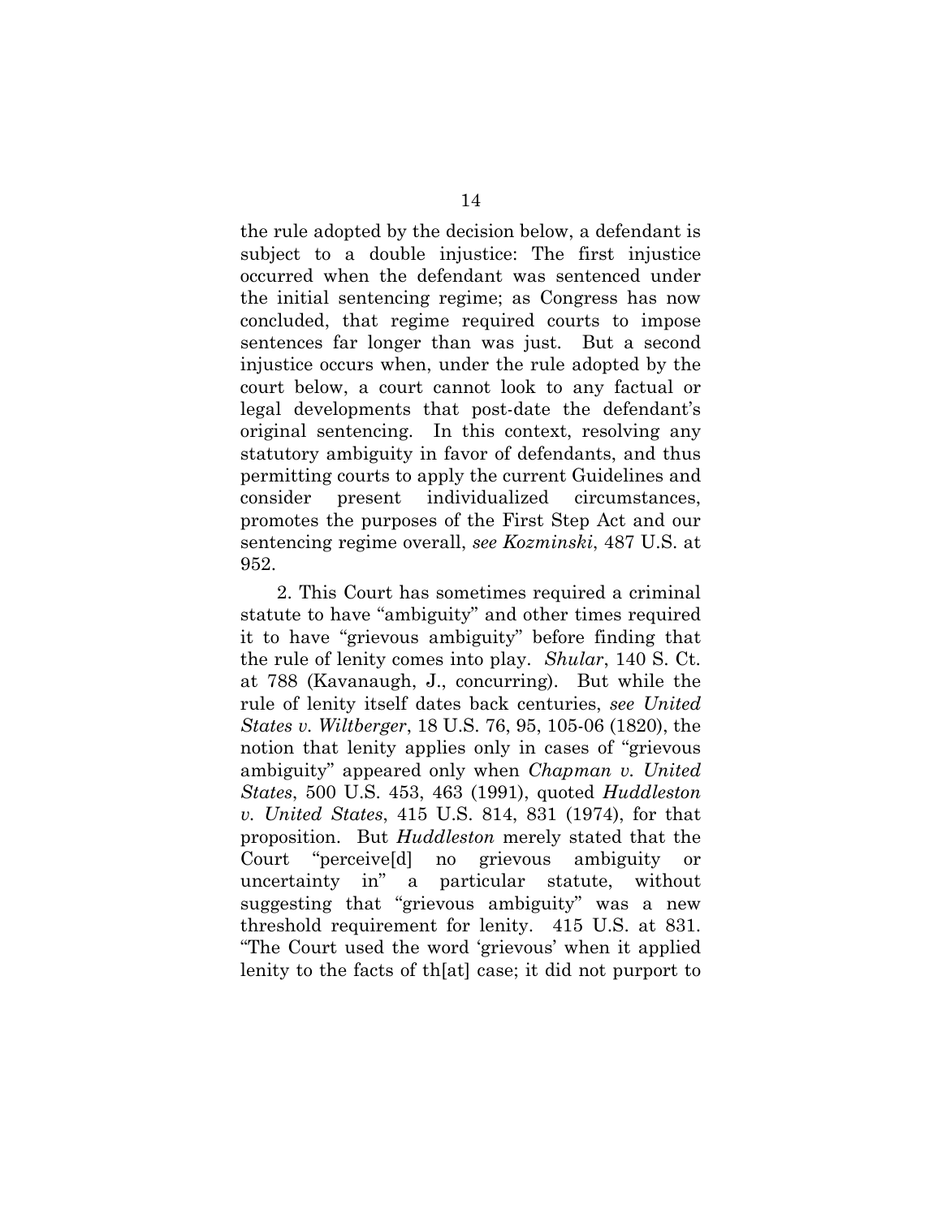the rule adopted by the decision below, a defendant is subject to a double injustice: The first injustice occurred when the defendant was sentenced under the initial sentencing regime; as Congress has now concluded, that regime required courts to impose sentences far longer than was just. But a second injustice occurs when, under the rule adopted by the court below, a court cannot look to any factual or legal developments that post-date the defendant's original sentencing. In this context, resolving any statutory ambiguity in favor of defendants, and thus permitting courts to apply the current Guidelines and consider present individualized circumstances, promotes the purposes of the First Step Act and our sentencing regime overall, *see Kozminski*, 487 U.S. at 952.

2. This Court has sometimes required a criminal statute to have "ambiguity" and other times required it to have "grievous ambiguity" before finding that the rule of lenity comes into play. *Shular*, 140 S. Ct. at 788 (Kavanaugh, J., concurring). But while the rule of lenity itself dates back centuries, *see United States v. Wiltberger*, 18 U.S. 76, 95, 105-06 (1820), the notion that lenity applies only in cases of "grievous ambiguity" appeared only when *Chapman v. United States*, 500 U.S. 453, 463 (1991), quoted *Huddleston v. United States*, 415 U.S. 814, 831 (1974), for that proposition. But *Huddleston* merely stated that the Court "perceive[d] no grievous ambiguity or uncertainty in" a particular statute, without suggesting that "grievous ambiguity" was a new threshold requirement for lenity. 415 U.S. at 831. "The Court used the word 'grievous' when it applied lenity to the facts of th[at] case; it did not purport to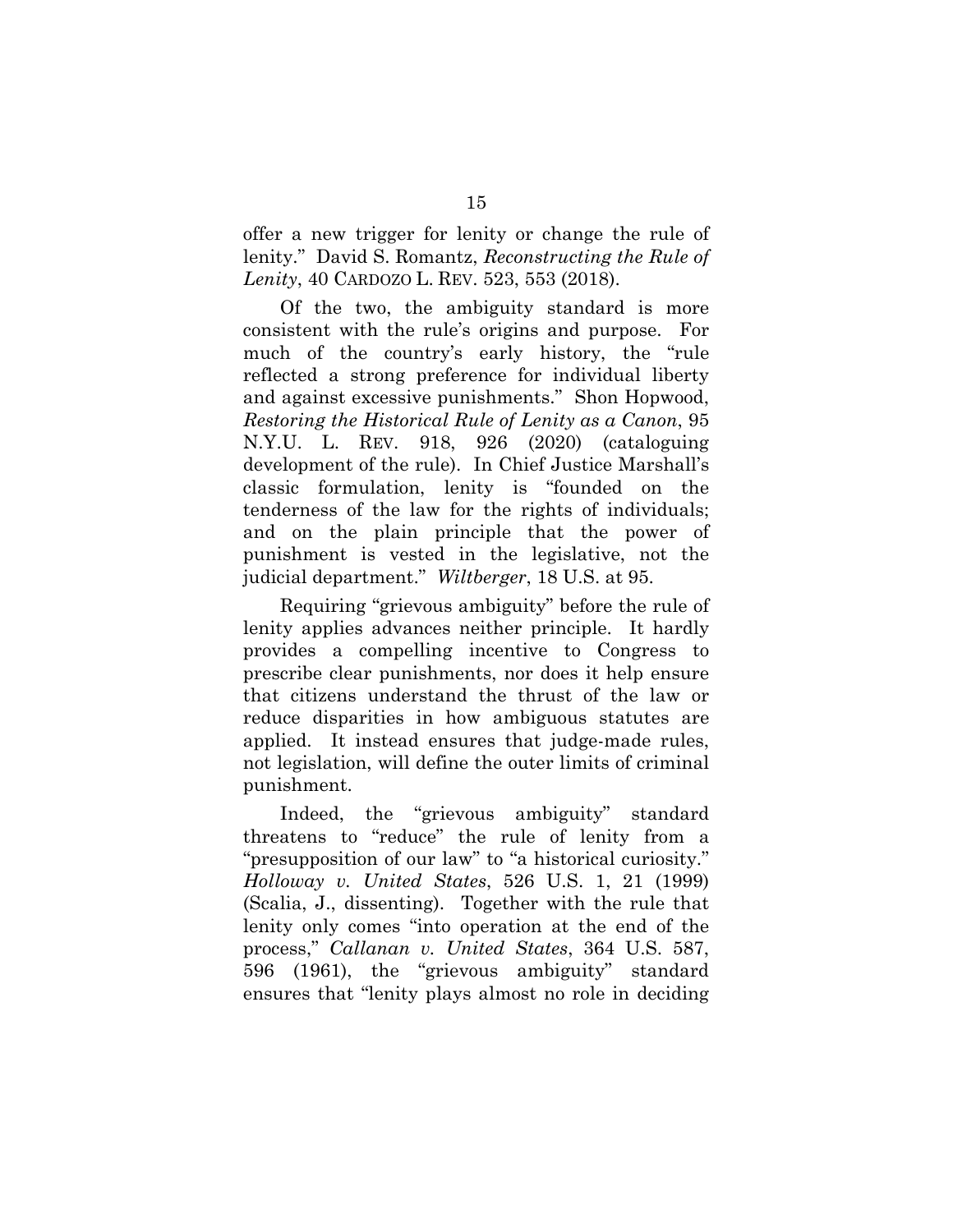offer a new trigger for lenity or change the rule of lenity." David S. Romantz, *Reconstructing the Rule of Lenity*, 40 CARDOZO L. REV. 523, 553 (2018).

Of the two, the ambiguity standard is more consistent with the rule's origins and purpose. For much of the country's early history, the "rule reflected a strong preference for individual liberty and against excessive punishments." Shon Hopwood, *Restoring the Historical Rule of Lenity as a Canon*, 95 N.Y.U. L. REV. 918, 926 (2020) (cataloguing development of the rule). In Chief Justice Marshall's classic formulation, lenity is "founded on the tenderness of the law for the rights of individuals; and on the plain principle that the power of punishment is vested in the legislative, not the judicial department." *Wiltberger*, 18 U.S. at 95.

Requiring "grievous ambiguity" before the rule of lenity applies advances neither principle. It hardly provides a compelling incentive to Congress to prescribe clear punishments, nor does it help ensure that citizens understand the thrust of the law or reduce disparities in how ambiguous statutes are applied. It instead ensures that judge-made rules, not legislation, will define the outer limits of criminal punishment.

Indeed, the "grievous ambiguity" standard threatens to "reduce" the rule of lenity from a "presupposition of our law" to "a historical curiosity." *Holloway v. United States*, 526 U.S. 1, 21 (1999) (Scalia, J., dissenting). Together with the rule that lenity only comes "into operation at the end of the process," *Callanan v. United States*, 364 U.S. 587, 596 (1961), the "grievous ambiguity" standard ensures that "lenity plays almost no role in deciding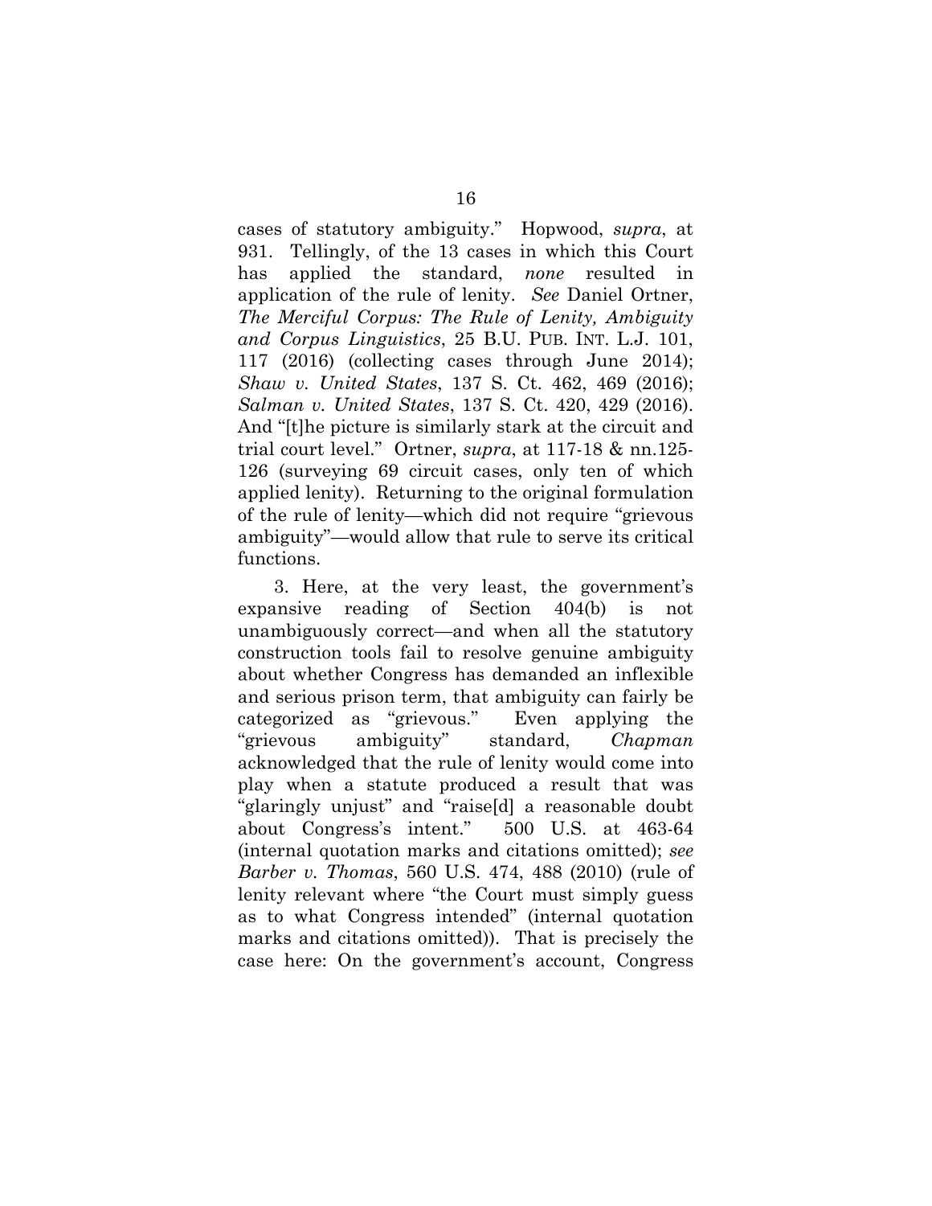cases of statutory ambiguity." Hopwood, *supra*, at 931. Tellingly, of the 13 cases in which this Court has applied the standard, *none* resulted in application of the rule of lenity. *See* Daniel Ortner, *The Merciful Corpus: The Rule of Lenity, Ambiguity and Corpus Linguistics*, 25 B.U. PUB. INT. L.J. 101, 117 (2016) (collecting cases through June 2014); *Shaw v. United States*, 137 S. Ct. 462, 469 (2016); *Salman v. United States*, 137 S. Ct. 420, 429 (2016). And "[t]he picture is similarly stark at the circuit and trial court level." Ortner, *supra*, at 117-18 & nn.125-126 (surveying 69 circuit cases, only ten of which applied lenity). Returning to the original formulation of the rule of lenity—which did not require "grievous ambiguity"—would allow that rule to serve its critical functions.

3. Here, at the very least, the government's expansive reading of Section 404(b) is not unambiguously correct—and when all the statutory construction tools fail to resolve genuine ambiguity about whether Congress has demanded an inflexible and serious prison term, that ambiguity can fairly be categorized as "grievous." Even applying the "grievous ambiguity" standard, *Chapman* acknowledged that the rule of lenity would come into play when a statute produced a result that was "glaringly unjust" and "raise[d] a reasonable doubt about Congress's intent." 500 U.S. at 463-64 (internal quotation marks and citations omitted); *see Barber v. Thomas*, 560 U.S. 474, 488 (2010) (rule of lenity relevant where "the Court must simply guess as to what Congress intended" (internal quotation marks and citations omitted)). That is precisely the case here: On the government's account, Congress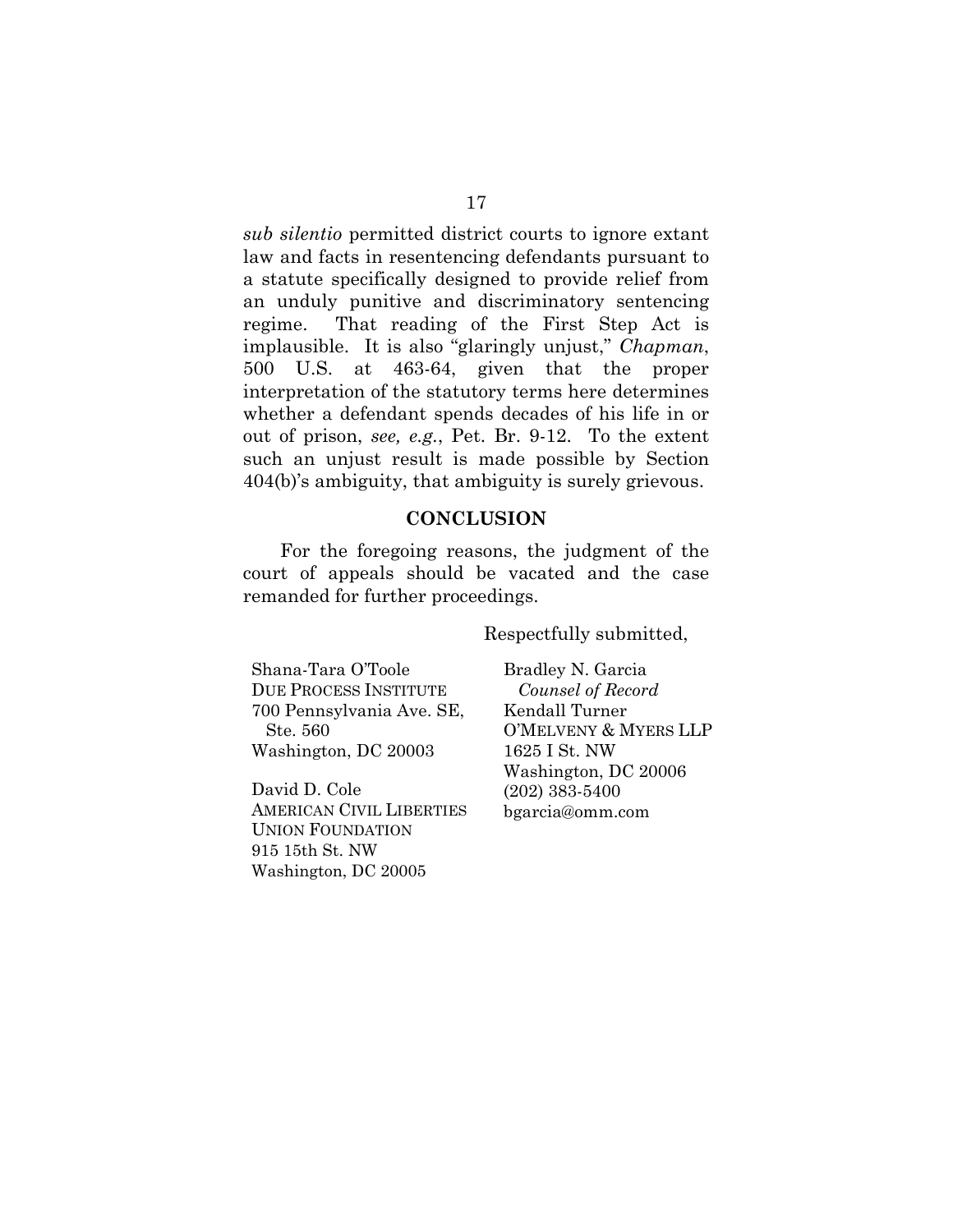*sub silentio* permitted district courts to ignore extant law and facts in resentencing defendants pursuant to a statute specifically designed to provide relief from an unduly punitive and discriminatory sentencing regime. That reading of the First Step Act is implausible. It is also "glaringly unjust," *Chapman*, 500 U.S. at 463-64, given that the proper interpretation of the statutory terms here determines whether a defendant spends decades of his life in or out of prison, *see, e.g.*, Pet. Br. 9-12. To the extent such an unjust result is made possible by Section 404(b)'s ambiguity, that ambiguity is surely grievous.

## CONCLUSION

For the foregoing reasons, the judgment of the court of appeals should be vacated and the case remanded for further proceedings.

Respectfully submitted,

Shana-Tara O'Toole
DUE PROCESS INSTITUTE
700 Pennsylvania Ave. SE, Ste. 560
Washington, DC 20003

David D. Cole
AMERICAN CIVIL LIBERTIES UNION FOUNDATION
915 15th St. NW
Washington, DC 20005

Bradley N. Garcia
*Counsel of Record*
Kendall Turner
O'MELVENY & MYERS LLP
1625 I St. NW
Washington, DC 20006
(202) 383-5400
bgarcia@omm.com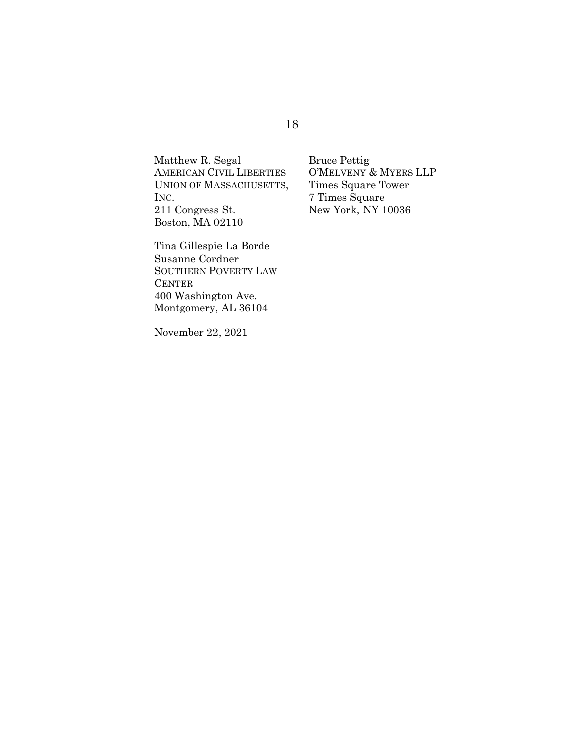Matthew R. Segal
AMERICAN CIVIL LIBERTIES UNION OF MASSACHUSETTS, INC.
211 Congress St.
Boston, MA 02110

Bruce Pettig
O'MELVENY & MYERS LLP
Times Square Tower
7 Times Square
New York, NY 10036

Tina Gillespie La Borde
Susanne Cordner
SOUTHERN POVERTY LAW CENTER
400 Washington Ave.
Montgomery, AL 36104

November 22, 2021